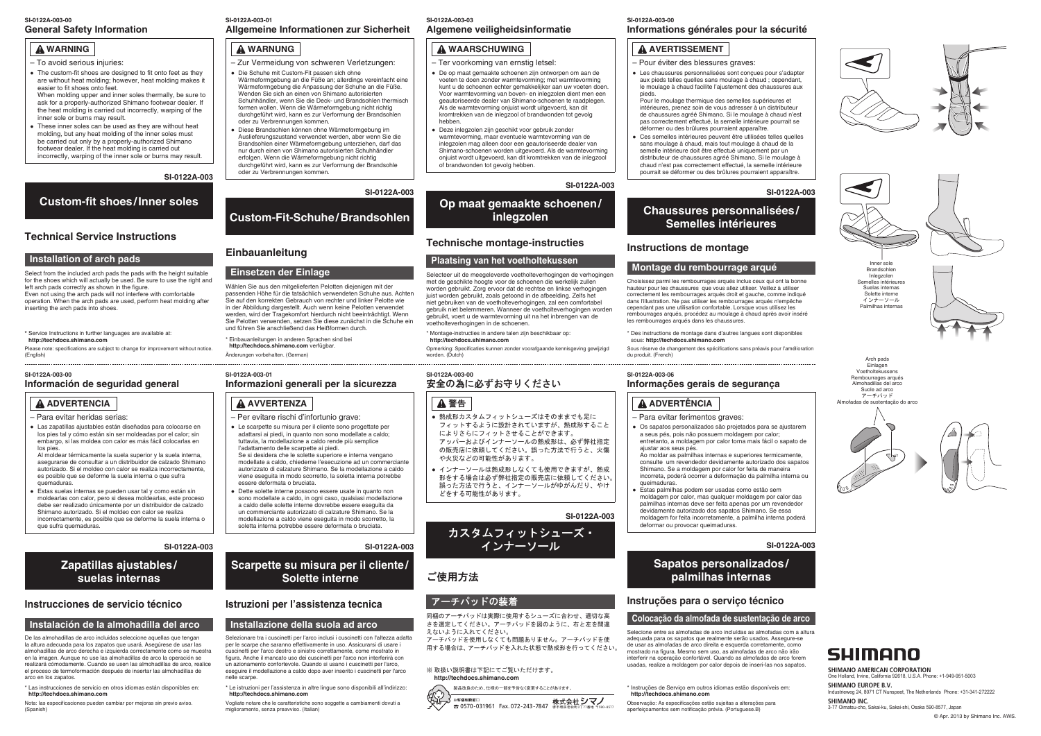SI-0122A-003-00

## General Safety Information

**⚠ WARNING**

– To avoid serious injuries:

- The custom-fit shoes are designed to fit onto feet as they are without heat molding; however, heat molding makes it easier to fit shoes onto feet.
  When molding upper and inner soles thermally, be sure to ask for a properly-authorized Shimano footwear dealer. If the heat molding is carried out incorrectly, warping of the inner sole or burns may result.
- These inner soles can be used as they are without heat molding, but any heat molding of the inner soles must be carried out only by a properly-authorized Shimano footwear dealer. If the heat molding is carried out incorrectly, warping of the inner sole or burns may result.

SI-0122A-003

# Custom-fit shoes/Inner soles

## Technical Service Instructions

### Installation of arch pads

Select from the included arch pads the pads with the height suitable for the shoes which will actually be used. Be sure to use the right and left arch pads correctly as shown in the figure.
Even not using the arch pads will not interfere with comfortable operation. When the arch pads are used, perform heat molding after inserting the arch pads into shoes.

* Service Instructions in further languages are available at:
**http://techdocs.shimano.com**

Please note: specifications are subject to change for improvement without notice. (English)

SI-0122A-003-01

## Allgemeine Informationen zur Sicherheit

**⚠ WARNUNG**

– Zur Vermeidung von schweren Verletzungen:

- Die Schuhe mit Custom-Fit passen sich ohne Wärmeformgebung an die Füße an; allerdings vereinfacht eine Wärmeformgebung die Anpassung der Schuhe an die Füße. Wenden Sie sich an einen von Shimano autorisierten Schuhhändler, wenn Sie die Deck- und Brandsohlen thermisch formen wollen. Wenn die Wärmeformgebung nicht richtig durchgeführt wird, kann es zur Verformung der Brandsohlen oder zu Verbrennungen kommen.
- Diese Brandsohlen können ohne Wärmeformgebung im Auslieferungszustand verwendet werden, aber wenn Sie die Brandsohlen einer Wärmeformgebung unterziehen, darf das nur durch einen von Shimano autorisierten Schuhhändler erfolgen. Wenn die Wärmeformgebung nicht richtig durchgeführt wird, kann es zur Verformung der Brandsohle oder zu Verbrennungen kommen.

SI-0122A-003

# Custom-Fit-Schuhe/Brandsohlen

## Einbauanleitung

### Einsetzen der Einlage

Wählen Sie aus den mitgelieferten Pelotten diejenigen mit der passenden Höhe für die tatsächlich verwendeten Schuhe aus. Achten Sie auf den korrekten Gebrauch von rechter und linker Pelotte wie in der Abbildung dargestellt. Auch wenn keine Pelotten verwendet werden, wird der Tragekomfort hierdurch nicht beeinträchtigt. Wenn Sie Pelotten verwenden, setzen Sie diese zunächst in die Schuhe ein und führen Sie anschließend das Heißformen durch.

* Einbauanleitungen in anderen Sprachen sind bei **http://techdocs.shimano.com** verfügbar.

Änderungen vorbehalten. (German)

SI-0122A-003-03

## Algemene veiligheidsinformatie

**⚠ WAARSCHUWING**

– Ter voorkoming van ernstig letsel:

- De op maat gemaakte schoenen zijn ontworpen om aan de voeten te doen zonder warmtevorming; met warmtevorming kunt u de schoenen echter gemakkelijker aan uw voeten doen. Voor warmtevorming van boven- en inlegzolen dient men een geautoriseerde dealer van Shimano-schoenen te raadplegen. Als de warmtevorming onjuist wordt uitgevoerd, kan dit kromtrekken van de inlegzool of brandwonden tot gevolg hebben.
- Deze inlegzolen zijn geschikt voor gebruik zonder warmtevorming, maar eventuele warmtevorming van de inlegzolen mag alleen door een geautoriseerde dealer van Shimano-schoenen worden uitgevoerd. Als de warmtevorming onjuist wordt uitgevoerd, kan dit kromtrekken van de inlegzool of brandwonden tot gevolg hebben.

SI-0122A-003

# Op maat gemaakte schoenen/ inlegzolen

## Technische montage-instructies

### Plaatsing van het voetholtekussen

Selecteer uit de meegeleverde voetholteverhogingen de verhogingen met de geschikte hoogte voor de schoenen die werkelijk zullen worden gebruikt. Zorg ervoor dat de rechtse en linkse verhogingen juist worden gebruikt, zoals getoond in de afbeelding. Zelfs het niet gebruiken van de verhogingen, zal een comfortabel gebruik niet belemmeren. Wanneer de voetholteverhogingen worden gebruikt, voert u de warmtevorming uit na het inbrengen van de voetholteverhogingen in de schoenen.

* Montage-instructies in andere talen zijn beschikbaar op: **http://techdocs.shimano.com**

Opmerking: Specificaties kunnen zonder voorafgaande kennisgeving gewijzigd worden. (Dutch)

SI-0122A-003-00

## Informations générales pour la sécurité

**⚠ AVERTISSEMENT**

– Pour éviter des blessures graves:

- Les chaussures personnalisées sont conçues pour s'adapter aux pieds telles quelles sans moulage à chaud ; cependant, le moulage à chaud facilite l'ajustement des chaussures aux pieds.
  Pour le moulage thermique des semelles supérieures et intérieures, prenez soin de vous adresser à un distributeur de chaussures agréé Shimano. Si le moulage à chaud n'est pas correctement effectué, la semelle intérieure pourrait se déformer ou des brûlures pourraient apparaître.
- Ces semelles intérieures peuvent être utilisées telles quelles sans moulage à chaud, mais tout moulage à chaud de la semelle intérieure doit être effectué uniquement par un distributeur de chaussures agréé Shimano. Si le moulage à chaud n'est pas correctement effectué, la semelle intérieure pourrait se déformer ou des brûlures pourraient apparaître.

SI-0122A-003

# Chaussures personnalisées/ Semelles intérieures

## Instructions de montage

### Montage du rembourrage arqué

Choisissez parmi les rembourrages arqués inclus ceux qui ont la bonne hauteur pour les chaussures que vous allez utiliser. Veillez à utiliser correctement les rembourrages arqués droit et gauche, comme indiqué dans l'illustration. Ne pas utiliser les rembourrages arqués n'empêche cependant pas une utilisation confortable. Lorsque vous utilisez les rembourrages arqués, procédez au moulage à chaud après avoir inséré les rembourrages arqués dans les chaussures.

* Des instructions de montage dans d'autres langues sont disponibles sous: **http://techdocs.shimano.com**

Sous réserve de changement des spécifications sans préavis pour l'amélioration du produit. (French)

Inner sole
Brandsohlen
Inlegzolen
Semelles intérieures
Suelas internas
Solette interne
インナーソール
Palmilhas internas

Arch pads
Einlagen
Voetholtekussens
Rembourrages arqués
Almohadillas del arco
Suole ad arco
アーチパッド
Almofadas de sustentação do arco

SI-0122A-003-00

## Información de seguridad general

**⚠ ADVERTENCIA**

– Para evitar heridas serias:

- Las zapatillas ajustables están diseñadas para colocarse en los pies tal y cómo están sin ser moldeadas por el calor; sin embargo, si las moldea con calor es más fácil colocarlas en los pies.
  Al moldear térmicamente la suela superior y la suela interna, asegurarse de consultar a un distribuidor de calzado Shimano autorizado. Si el moldeo con calor se realiza incorrectamente, es posible que se deforme la suela interna o que sufra quemaduras.
- Estas suelas internas se pueden usar tal y como están sin moldearlas con calor, pero si desea moldearlas, este proceso debe ser realizado únicamente por un distribuidor de calzado Shimano autorizado. Si el moldeo con calor se realiza incorrectamente, es posible que se deforme la suela interna o que sufra quemaduras.

SI-0122A-003

# Zapatillas ajustables/ suelas internas

## Instrucciones de servicio técnico

### Instalación de la almohadilla del arco

De las almohadillas de arco incluidas seleccione aquellas que tengan la altura adecuada para los zapatos que usará. Asegúrese de usar las almohadillas de arco derecha e izquierda correctamente como se muestra en la imagen. Aunque no use las almohadillas de arco la operación se realizará cómodamente. Cuando se usen las almohadillas de arco, realice el proceso de termoformación después de insertar las almohadillas de arco en los zapatos.

* Las instrucciones de servicio en otros idiomas están disponibles en: **http://techdocs.shimano.com**

Nota: las especificaciones pueden cambiar por mejoras sin previo aviso. (Spanish)

SI-0122A-003-01

## Informazioni generali per la sicurezza

**⚠ AVVERTENZA**

– Per evitare rischi d'infortunio grave:

- Le scarpette su misura per il cliente sono progettate per adattarsi ai piedi, in quanto non sono modellate a caldo; tuttavia, la modellazione a caldo rende più semplice l'adattamento delle scarpette ai piedi.
  Se si desidera che le solette superiore e interna vengano modellate a caldo, chiederne l'esecuzione ad un commerciante autorizzato di calzature Shimano. Se la modellazione a caldo viene eseguita in modo scorretto, la soletta interna potrebbe essere deformata o bruciata.
- Dette solette interne possono essere usate in quanto non sono modellate a caldo, in ogni caso, qualsiasi modellazione a caldo delle solette interne dovrebbe essere eseguita da un commerciante autorizzato di calzature Shimano. Se la modellazione a caldo viene eseguita in modo scorretto, la soletta interna potrebbe essere deformata o bruciata.

SI-0122A-003

# Scarpette su misura per il cliente/ Solette interne

## Istruzioni per l'assistenza tecnica

### Installazione della suola ad arco

Selezionare tra i cuscinetti per l'arco inclusi i cuscinetti con l'altezza adatta per le scarpe che saranno effettivamente in uso. Assicurarsi di usare i cuscinetti per l'arco destro e sinistro correttamente, come mostrato in figura. Anche il mancato uso dei cuscinetti per l'arco non interferirà con un azionamento confortevole. Quando si usano i cuscinetti per l'arco, eseguire il modellazione a caldo dopo aver inserito i cuscinetti per l'arco nelle scarpe.

* Le istruzioni per l'assistenza in altre lingue sono disponibili all'indirizzo: **http://techdocs.shimano.com**

Vogliate notare che le caratteristiche sono soggette a cambiamenti dovuti a miglioramento, senza preavviso. (Italian)

SI-0122A-003-00

## 安全の為に必ずお守りください

**⚠ 警告**

- 熱成形カスタムフィットシューズはそのままでも足にフィットするように設計されていますが、熱成形することによりさらにフィットさせることができます。
  アッパーおよびインナーソールの熱成形は、必ず弊社指定の販売店に依頼してください。誤った方法で行うと、火傷や火災などの可能性があります。
- インナーソールは熱成形しなくても使用できますが、熱成形をする場合は必ず弊社指定の販売店に依頼してください。誤った方法で行うと、インナーソールがゆがんだり、やけどをする可能性があります。

SI-0122A-003

# カスタムフィットシューズ・インナーソール

## ご使用方法

### アーチパッドの装着

同梱のアーチパッドは実際に使用するシューズに合わせ、適切な高さを選定してください。アーチパッドを図のように、右と左を間違えないように入れてください。
アーチパッドを使用しなくても問題ありません。アーチパッドを使用する場合は、アーチパッドを入れた状態で熱成形を行ってください。

※ 取扱い説明書は下記にてご覧いただけます。
**http://techdocs.shimano.com**

製品改良のため、仕様の一部を予告なく変更することがあります。

お客様相談窓口
☎ 0570-031961 Fax. 072-243-7847 株式会社シマノ

SI-0122A-003-06

## Informações gerais de segurança

**⚠ ADVERTÊNCIA**

– Para evitar ferimentos graves:

- Os sapatos personalizados são projetados para se ajustarem a seus pés, pois não possuem moldagem por calor; entretanto, a moldagem por calor torna mais fácil o sapato de ajustar aos seus pés.
  Ao moldar as palmilhas internas e superiores termicamente, consulte um revendedor devidamente autorizado dos sapatos Shimano. Se a moldagem por calor for feita de maneira incorreta, poderá ocorrer a deformação da palmilha interna ou queimaduras.
- Estas palmilhas podem ser usadas como estão sem moldagem por calor, mas qualquer moldagem por calor das palmilhas internas deve ser feita apenas por um revendedor devidamente autorizado dos sapatos Shimano. Se essa moldagem for feita incorretamente, a palmilha interna poderá deformar ou provocar queimaduras.

SI-0122A-003

# Sapatos personalizados/ palmilhas internas

## Instruções para o serviço técnico

### Colocação da almofada de sustentação de arco

Selecione entre as almofadas de arco incluídas as almofadas com a altura adequada para os sapatos que realmente serão usados. Assegure-se de usar as almofadas de arco direita e esquerda corretamente, como mostrado na figura. Mesmo sem uso, as almofadas de arco não irão interferir na operação confortável. Quando as almofadas de arco forem usadas, realize a moldagem por calor depois de inseri-las nos sapatos.

* Instruções de Serviço em outros idiomas estão disponíveis em: **http://techdocs.shimano.com**

Observação: As especificações estão sujeitas a alterações para aperfeiçoamentos sem notificação prévia. (Portuguese.B)

SHIMANO

**SHIMANO AMERICAN CORPORATION**
One Holland, Irvine, California 92618, U.S.A. Phone: +1-949-951-5003

**SHIMANO EUROPE B.V.**
Industrieweg 24, 8071 CT Nunspeet, The Netherlands Phone: +31-341-272222

**SHIMANO INC.**
3-77 Oimatsu-cho, Sakai-ku, Sakai-shi, Osaka 590-8577, Japan

© Apr. 2013 by Shimano Inc. AWS.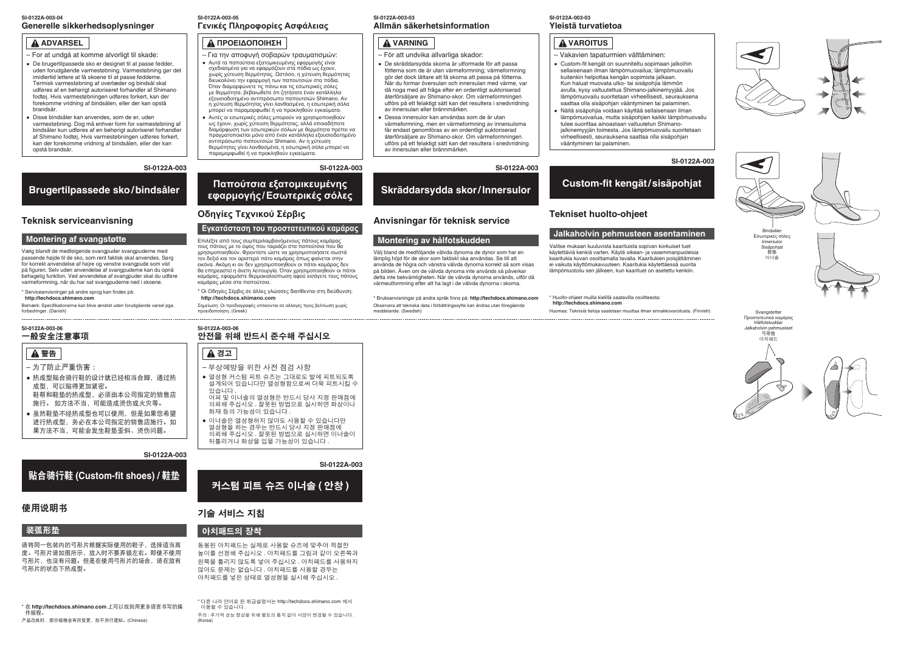SI-0122A-003-04

## Generelle sikkerhedsoplysninger

**⚠ ADVARSEL**

– For at undgå at komme alvorligt til skade:

- De brugertilpassede sko er designet til at passe fødder, uden forudgående varmestøbning. Varmestøbning gør det imidlertid lettere at få skoene til at passe fødderne. Termisk varmestøbning af overlæder og bindsål skal udføres af en behørigt autoriseret forhandler af Shimano fodtøj. Hvis varmestøbningen udføres forkert, kan der forekomme vridning af bindsålen, eller der kan opstå brandsår.
- Disse bindsåler kan anvendes, som de er, uden varmestøbning. Dog må enhver form for varmestøbning af bindsåler kun udføres af en behørigt autoriseret forhandler af Shimano fodtøj. Hvis varmestøbningen udføres forkert, kan der forekomme vridning af bindsålen, eller der kan opstå brandsår.

SI-0122A-003

# Brugertilpassede sko / bindsåler

## Teknisk serviceanvisning

### Montering af svangstøtte

Vælg blandt de medfølgende svangpuder svangpuderne med passende højde til de sko, som rent faktisk skal anvendes. Sørg for korrekt anvendelse af højre og venstre svangpude som vist på figuren. Selv uden anvendelse af svangpuderne kan du opnå behagelig funktion. Ved anvendelse af svangpuder skal du udføre varmeformning, når du har sat svangpuderne ned i skoene.

\* Serviceanvisninger på andre sprog kan findes på:
**http://techdocs.shimano.com**

Bemærk: Specifikationerne kan blive ændret uden forudgående varsel pga. forbedringer. (Danish)

SI-0122A-003-05

## Γενικές Πληροφορίες Ασφάλειας

**⚠ ΠΡΟΕΙΔΟΠΟΙΗΣΗ**

– Για την αποφυγή σοβαρών τραυματισμών:

- Αυτά τα παπούτσια εξατομικευμένης εφαρμογής είναι σχεδιασμένα για να εφαρμόζουν στα πόδια ως έχουν, χωρίς χύτευση θερμότητας. Ωστόσο, η χύτευση θερμότητας διευκολύνει την εφαρμογή των παπουτσιών στα πόδια. Όταν διαμορφώνετε τις πάνω και τις εσωτερικές σόλες με θερμότητα, βεβαιωθείτε ότι ζητήσατε έναν κατάλληλα εξουσιοδοτημένο αντιπρόσωπο παπουτσιών Shimano. Αν η χύτευση θερμότητας γίνει λανθασμένα, η εσωτερική σόλα μπορεί να παραμορφωθεί ή να προκληθούν εγκαύματα.
- Αυτές οι εσωτερικές σόλες μπορούν να χρησιμοποιηθούν ως έχουν, χωρίς χύτευση θερμότητας, αλλά οποιαδήποτε διαμόρφωση των εσωτερικών σόλων με θερμότητα πρέπει να πραγματοποιείται μόνο από έναν κατάλληλα εξουσιοδοτημένο αντιπρόσωπο παπουτσιών Shimano. Αν η χύτευση θερμότητας γίνει λανθασμένα, η εσωτερική σόλα μπορεί να παραμορφωθεί ή να προκληθούν εγκαύματα.

SI-0122A-003

# Παπούτσια εξατομικευμένης εφαρμογής / Εσωτερικές σόλες

## Οδηγίες Τεχνικού Σέρβις

### Εγκατάσταση του προστατευτικού καμάρας

Επιλέξτε από τους συμπεριλαμβανόμενους πάτους καμάρας τους πάτους με το ύψος που ταιριάζει στα παπούτσια που θα χρησιμοποιηθούν. Φροντίστε ώστε να χρησιμοποιήσετε σωστά τον δεξιό και τον αριστερό πάτο καμάρας όπως φαίνεται στην εικόνα. Ακόμη κι αν δεν χρησιμοποιηθούν οι πάτοι καμάρας δεν θα επηρεαστεί η άνετη λειτουργία. Όταν χρησιμοποιηθούν οι πάτοι καμάρας, εφαρμόστε θερμοκαλούπωση αφού εισάγετε τους πάτους καμάρας μέσα στα παπούτσια.

\* Οι Οδηγίες Σέρβις σε άλλες γλώσσες διατίθενται στη διεύθυνση:
**http://techdocs.shimano.com**

Σημείωση: Οι προδιαγραφές υπόκεινται σε αλλαγές προς βελτίωση χωρίς προειδοποίηση. (Greek)

SI-0122A-003-03

## Allmän säkerhetsinformation

**⚠ VARNING**

– För att undvika allvarliga skador:

- De skräddarsydda skorna är utformade för att passa fötterna som de är utan värmeformning; värmeformning gör det dock lättare att få skorna att passa på fötterna. När du formar överskalan och innersulan med värme, var då noga med att fråga efter en ordentligt auktoriserad återförsäljare av Shimano-skor. Om värmeformningen utförs på ett felaktigt sätt kan det resultera i snedvridning av innersulan eller brännmärken.
- Dessa innersulor kan användas som de är utan värmeformning, men en värmeformning av innersulorna får endast genomföras av en ordentligt auktoriserad återförsäljare av Shimano-skor. Om värmeformningen utförs på ett felaktigt sätt kan det resultera i snedvridning av innersulan eller brännmärken.

SI-0122A-003

# Skräddarsydda skor / Innersulor

## Anvisningar för teknisk service

### Montering av hålfotskudden

Välj bland de medföljande välvda dynorna de dynor som har en lämplig höjd för de skor som faktiskt ska användas. Se till att använda de högra och vänstra välvda dynorna korrekt så som visas på bilden. Även om de välvda dynorna inte används så påverkar detta inte bekvämligheten. När de välvda dynorna används, utför då värmeutformning efter att ha lagt i de välvda dynorna i skorna.

\* Bruksanvisningar på andra språk finns på: **http://techdocs.shimano.com**

Observera att tekniska data i förbättringssyfte kan ändras utan föregående meddelande. (Swedish)

SI-0122A-003-03

## Yleistä turvatietoa

**⚠ VAROITUS**

– Vakavien tapaturmien välttäminen:

- Custom-fit kengät on suunniteltu sopimaan jalkoihin sellaisenaan ilman lämpömuovailua; lämpömuovailu kuitenkin helpottaa kengän sopimista jalkaan. Kun haluat muovata ulko- tai sisäpohjia lämmön avulla, kysy valtuutettua Shimano-jalkinemyyjää. Jos lämpömuovailu suoritetaan virheellisesti, seurauksena saattaa olla sisäpohjan vääntyminen tai palaminen.
- Näitä sisäpohjia voidaan käyttää sellaisenaan ilman lämpömuovailua, mutta sisäpohjien kaikki lämpömuovailu tulee suorittaa ainoastaan valtuutetun Shimano-jalkinemyyjän toimesta. Jos lämpömuovailu suoritetaan virheellisesti, seurauksena saattaa olla sisäpohjan vääntyminen tai palaminen.

SI-0122A-003

# Custom-fit kengät / sisäpohjat

## Tekniset huolto-ohjeet

### Jalkaholvin pehmusteen asentaminen

Valitse mukaan kuuluvista kaarituista sopivan korkuiset tuet käytettäviä kenkiä varten. Käytä oikean- ja vasemmanpuoleisia kaarituki oikealla tavalla. Kaarituki puuttuminen ei vaikuta käyttömukavuuteen. Kaarituki käytettäessä suorita lämpömuotoilu sen jälkeen, kun kaarituet on asetettu kenkiin.

\* Huolto-ohjeet muilla kielillä saatavilla osoitteesta:
**http://techdocs.shimano.com**

Huomaa: Teknisiä tietoja saatetaan muuttaa ilman ennakkovaroitusta. (Finnish)

Bindsåler
Εσωτερικές σόλες
Innersulor
Sisäpohjat
鞋垫
이너솔

Svangstøtter
Προστατευτικό καμάρας
Hålfotskuddar
Jalkaholvin pehmusteet
弓形垫
아치패드

SI-0122A-003-06

## 一般安全注意事项

**⚠ 警告**

– 为了防止严重伤害：

- 热成型贴合骑行鞋的设计就已经相当合脚，通过热成型，可以贴得更加紧密。
  鞋帮和鞋垫的热成型，必须由本公司指定的销售店施行。如方法不当，可能造成烫伤或火灾等。
- 虽然鞋垫不经热成型也可以使用，但是如果您希望进行热成型，务必在本公司指定的销售店施行。如果方法不当，可能会发生鞋垫歪斜、烫伤问题。

SI-0122A-003

# 贴合骑行鞋 (Custom-fit shoes) / 鞋垫

## 使用说明书

### 装弧形垫

请将同一包装内的弓形片根据实际使用的鞋子，选择适当高度。弓形片请如图所示、放入时不要弄错左右。即使不使用弓形片，也没有问题。但是在使用弓形片的场合，请在放有弓形片的状态下热成型。

\* 在 **http://techdocs.shimano.com** 上可以找到用更多语言书写的操作规程。

产品改良时，部分规格会有所变更，恕不另行通知。(Chinese)

SI-0122A-003-06

## 안전을 위해 반드시 준수해 주십시오

**⚠ 경고**

– 부상예방을 위한 사전 점검 사항

- 열성형 커스텀 피트 슈즈는 그대로도 발에 피트되도록 설계되어 있습니다만 열성형함으로써 더욱 피트시킬 수 있습니다.
  어퍼 및 이너솔의 열성형은 반드시 당사 지정 판매점에 의뢰해 주십시오. 잘못된 방법으로 실시하면 화상이나 화재 등의 가능성이 있습니다.
- 이너솔은 열성형하지 않아도 사용할 수 있습니다만 열성형을 하는 경우는 반드시 당사 지정 판매점에 의뢰해 주십시오. 잘못된 방법으로 실시하면 이너솔이 뒤틀리거나 화상을 입을 가능성이 있습니다.

SI-0122A-003

# 커스텀 피트 슈즈 이너솔 (안창)

## 기술 서비스 지침

### 아치패드의 장착

동봉된 아치패드는 실제로 사용할 슈즈에 맞추어 적절한 높이를 선정해 주십시오. 아치패드를 그림과 같이 오른쪽과 왼쪽을 틀리지 않도록 넣어 주십시오. 아치패드를 사용하지 않아도 문제는 없습니다. 아치패드를 사용할 경우는 아치패드를 넣은 상태로 열성형을 실시해 주십시오.

\* 다른 나라 언어로 된 취급설명서는 http://techdocs.shimano.com 에서 이용할 수 있습니다.

주의 : 추가적 성능 향상을 위해 별도의 통지 없이 사양이 변경될 수 있습니다. (Korea)